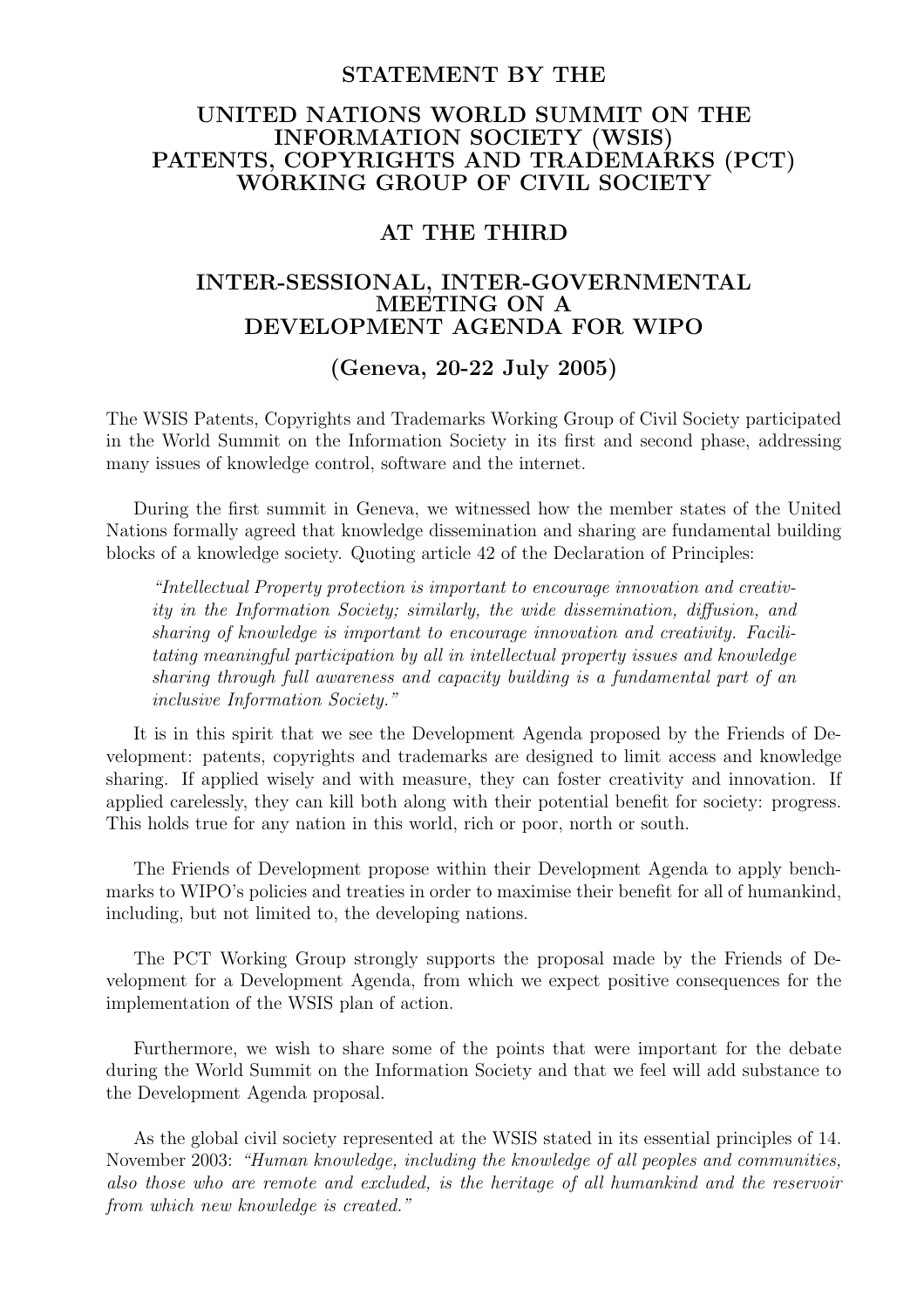# STATEMENT BY THE

# UNITED NATIONS WORLD SUMMIT ON THE INFORMATION SOCIETY (WSIS) PATENTS, COPYRIGHTS AND TRADEMARKS (PCT) WORKING GROUP OF CIVIL SOCIETY

# AT THE THIRD

# INTER-SESSIONAL, INTER-GOVERNMENTAL MEETING ON A DEVELOPMENT AGENDA FOR WIPO

## (Geneva, 20-22 July 2005)

The WSIS Patents, Copyrights and Trademarks Working Group of Civil Society participated in the World Summit on the Information Society in its first and second phase, addressing many issues of knowledge control, software and the internet.

During the first summit in Geneva, we witnessed how the member states of the United Nations formally agreed that knowledge dissemination and sharing are fundamental building blocks of a knowledge society. Quoting article 42 of the Declaration of Principles:

> *"Intellectual Property protection is important to encourage innovation and creativity in the Information Society; similarly, the wide dissemination, diffusion, and sharing of knowledge is important to encourage innovation and creativity. Facilitating meaningful participation by all in intellectual property issues and knowledge sharing through full awareness and capacity building is a fundamental part of an inclusive Information Society."*

It is in this spirit that we see the Development Agenda proposed by the Friends of Development: patents, copyrights and trademarks are designed to limit access and knowledge sharing. If applied wisely and with measure, they can foster creativity and innovation. If applied carelessly, they can kill both along with their potential benefit for society: progress. This holds true for any nation in this world, rich or poor, north or south.

The Friends of Development propose within their Development Agenda to apply benchmarks to WIPO's policies and treaties in order to maximise their benefit for all of humankind, including, but not limited to, the developing nations.

The PCT Working Group strongly supports the proposal made by the Friends of Development for a Development Agenda, from which we expect positive consequences for the implementation of the WSIS plan of action.

Furthermore, we wish to share some of the points that were important for the debate during the World Summit on the Information Society and that we feel will add substance to the Development Agenda proposal.

As the global civil society represented at the WSIS stated in its essential principles of 14. November 2003: *"Human knowledge, including the knowledge of all peoples and communities, also those who are remote and excluded, is the heritage of all humankind and the reservoir from which new knowledge is created."*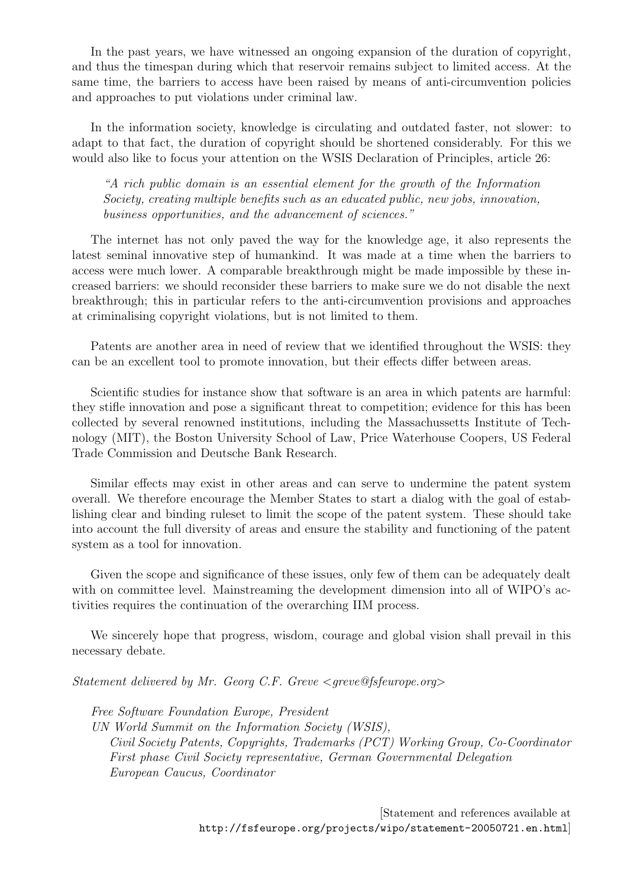In the past years, we have witnessed an ongoing expansion of the duration of copyright, and thus the timespan during which that reservoir remains subject to limited access. At the same time, the barriers to access have been raised by means of anti-circumvention policies and approaches to put violations under criminal law.

In the information society, knowledge is circulating and outdated faster, not slower: to adapt to that fact, the duration of copyright should be shortened considerably. For this we would also like to focus your attention on the WSIS Declaration of Principles, article 26:

> *"A rich public domain is an essential element for the growth of the Information Society, creating multiple benefits such as an educated public, new jobs, innovation, business opportunities, and the advancement of sciences."*

The internet has not only paved the way for the knowledge age, it also represents the latest seminal innovative step of humankind. It was made at a time when the barriers to access were much lower. A comparable breakthrough might be made impossible by these increased barriers: we should reconsider these barriers to make sure we do not disable the next breakthrough; this in particular refers to the anti-circumvention provisions and approaches at criminalising copyright violations, but is not limited to them.

Patents are another area in need of review that we identified throughout the WSIS: they can be an excellent tool to promote innovation, but their effects differ between areas.

Scientific studies for instance show that software is an area in which patents are harmful: they stifle innovation and pose a significant threat to competition; evidence for this has been collected by several renowned institutions, including the Massachussetts Institute of Technology (MIT), the Boston University School of Law, Price Waterhouse Coopers, US Federal Trade Commission and Deutsche Bank Research.

Similar effects may exist in other areas and can serve to undermine the patent system overall. We therefore encourage the Member States to start a dialog with the goal of establishing clear and binding ruleset to limit the scope of the patent system. These should take into account the full diversity of areas and ensure the stability and functioning of the patent system as a tool for innovation.

Given the scope and significance of these issues, only few of them can be adequately dealt with on committee level. Mainstreaming the development dimension into all of WIPO's activities requires the continuation of the overarching IIM process.

We sincerely hope that progress, wisdom, courage and global vision shall prevail in this necessary debate.

*Statement delivered by Mr. Georg C.F. Greve <greve@fsfeurope.org>*

*Free Software Foundation Europe, President*
*UN World Summit on the Information Society (WSIS),*
*Civil Society Patents, Copyrights, Trademarks (PCT) Working Group, Co-Coordinator*
*First phase Civil Society representative, German Governmental Delegation*
*European Caucus, Coordinator*

[Statement and references available at
http://fsfeurope.org/projects/wipo/statement-20050721.en.html]